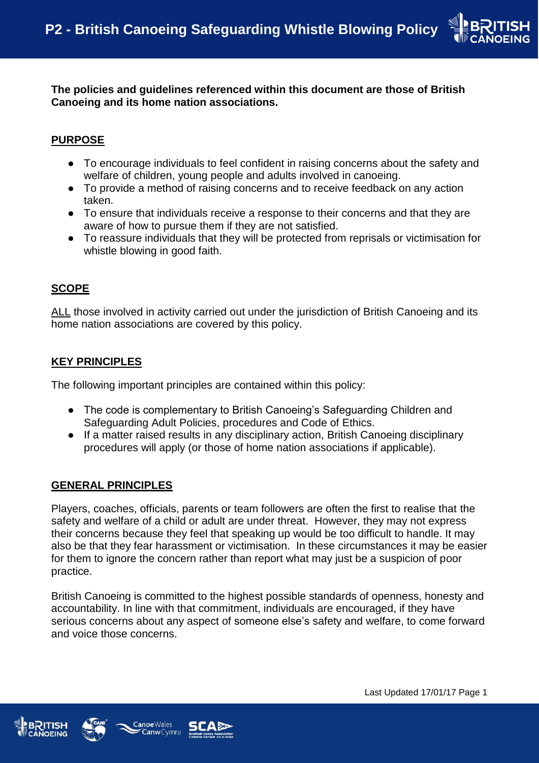# P2 - British Canoeing Safeguarding Whistle Blowing Policy

**The policies and guidelines referenced within this document are those of British Canoeing and its home nation associations.**

## PURPOSE

- To encourage individuals to feel confident in raising concerns about the safety and welfare of children, young people and adults involved in canoeing.
- To provide a method of raising concerns and to receive feedback on any action taken.
- To ensure that individuals receive a response to their concerns and that they are aware of how to pursue them if they are not satisfied.
- To reassure individuals that they will be protected from reprisals or victimisation for whistle blowing in good faith.

## SCOPE

ALL those involved in activity carried out under the jurisdiction of British Canoeing and its home nation associations are covered by this policy.

## KEY PRINCIPLES

The following important principles are contained within this policy:

- The code is complementary to British Canoeing's Safeguarding Children and Safeguarding Adult Policies, procedures and Code of Ethics.
- If a matter raised results in any disciplinary action, British Canoeing disciplinary procedures will apply (or those of home nation associations if applicable).

## GENERAL PRINCIPLES

Players, coaches, officials, parents or team followers are often the first to realise that the safety and welfare of a child or adult are under threat. However, they may not express their concerns because they feel that speaking up would be too difficult to handle. It may also be that they fear harassment or victimisation. In these circumstances it may be easier for them to ignore the concern rather than report what may just be a suspicion of poor practice.

British Canoeing is committed to the highest possible standards of openness, honesty and accountability. In line with that commitment, individuals are encouraged, if they have serious concerns about any aspect of someone else's safety and welfare, to come forward and voice those concerns.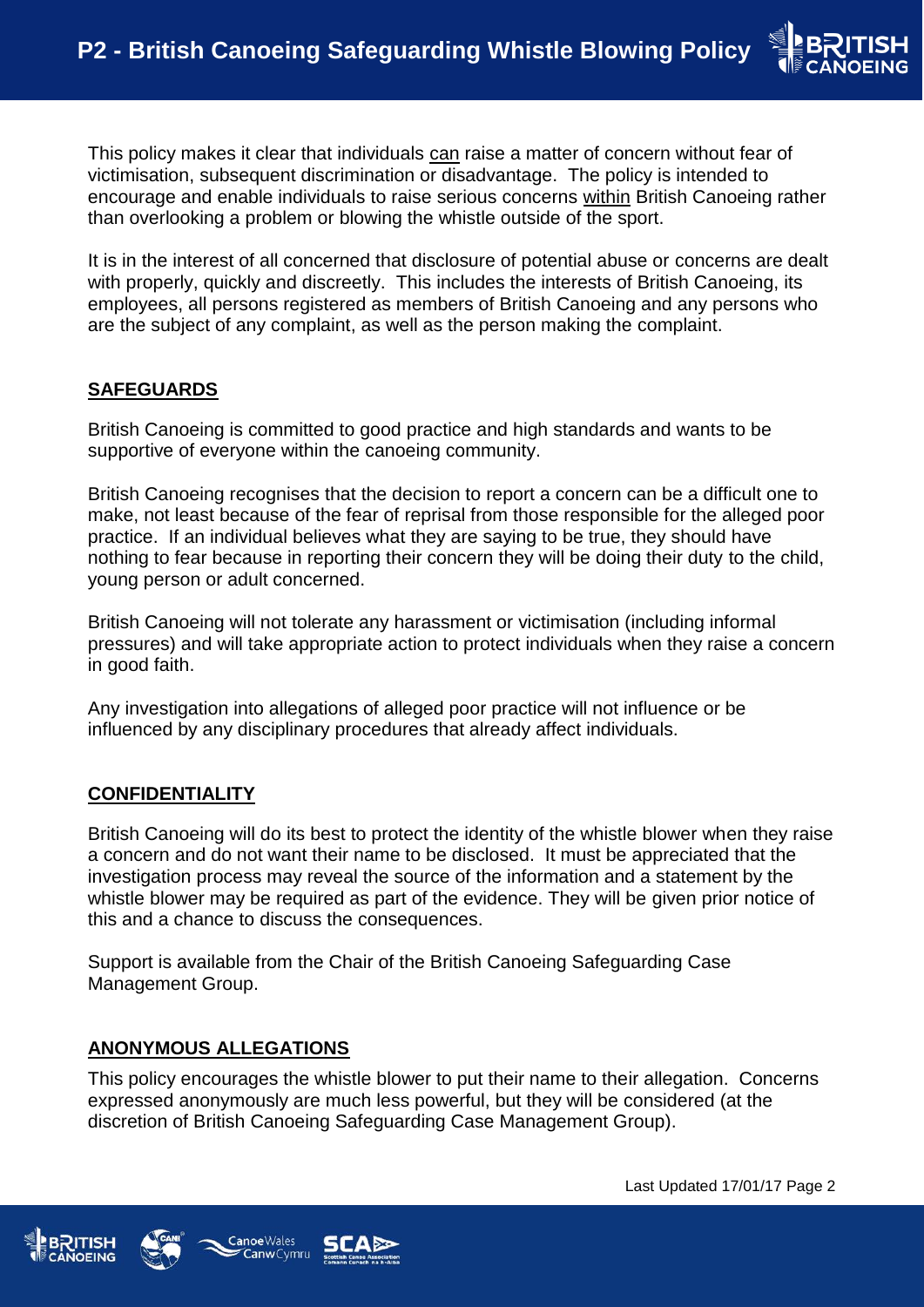This policy makes it clear that individuals can raise a matter of concern without fear of victimisation, subsequent discrimination or disadvantage. The policy is intended to encourage and enable individuals to raise serious concerns within British Canoeing rather than overlooking a problem or blowing the whistle outside of the sport.

It is in the interest of all concerned that disclosure of potential abuse or concerns are dealt with properly, quickly and discreetly. This includes the interests of British Canoeing, its employees, all persons registered as members of British Canoeing and any persons who are the subject of any complaint, as well as the person making the complaint.

## SAFEGUARDS

British Canoeing is committed to good practice and high standards and wants to be supportive of everyone within the canoeing community.

British Canoeing recognises that the decision to report a concern can be a difficult one to make, not least because of the fear of reprisal from those responsible for the alleged poor practice. If an individual believes what they are saying to be true, they should have nothing to fear because in reporting their concern they will be doing their duty to the child, young person or adult concerned.

British Canoeing will not tolerate any harassment or victimisation (including informal pressures) and will take appropriate action to protect individuals when they raise a concern in good faith.

Any investigation into allegations of alleged poor practice will not influence or be influenced by any disciplinary procedures that already affect individuals.

## CONFIDENTIALITY

British Canoeing will do its best to protect the identity of the whistle blower when they raise a concern and do not want their name to be disclosed. It must be appreciated that the investigation process may reveal the source of the information and a statement by the whistle blower may be required as part of the evidence. They will be given prior notice of this and a chance to discuss the consequences.

Support is available from the Chair of the British Canoeing Safeguarding Case Management Group.

## ANONYMOUS ALLEGATIONS

This policy encourages the whistle blower to put their name to their allegation. Concerns expressed anonymously are much less powerful, but they will be considered (at the discretion of British Canoeing Safeguarding Case Management Group).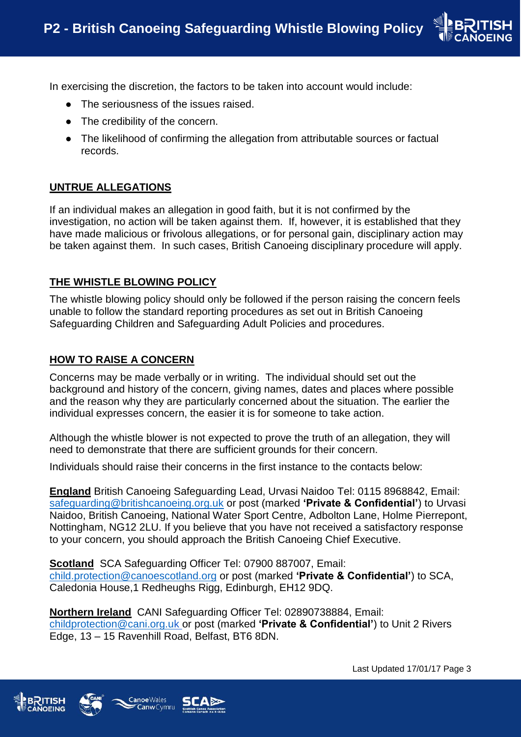In exercising the discretion, the factors to be taken into account would include:

- The seriousness of the issues raised.
- The credibility of the concern.
- The likelihood of confirming the allegation from attributable sources or factual records.

## UNTRUE ALLEGATIONS

If an individual makes an allegation in good faith, but it is not confirmed by the investigation, no action will be taken against them. If, however, it is established that they have made malicious or frivolous allegations, or for personal gain, disciplinary action may be taken against them. In such cases, British Canoeing disciplinary procedure will apply.

## THE WHISTLE BLOWING POLICY

The whistle blowing policy should only be followed if the person raising the concern feels unable to follow the standard reporting procedures as set out in British Canoeing Safeguarding Children and Safeguarding Adult Policies and procedures.

## HOW TO RAISE A CONCERN

Concerns may be made verbally or in writing. The individual should set out the background and history of the concern, giving names, dates and places where possible and the reason why they are particularly concerned about the situation. The earlier the individual expresses concern, the easier it is for someone to take action.

Although the whistle blower is not expected to prove the truth of an allegation, they will need to demonstrate that there are sufficient grounds for their concern.

Individuals should raise their concerns in the first instance to the contacts below:

**England** British Canoeing Safeguarding Lead, Urvasi Naidoo Tel: 0115 8968842, Email: safeguarding@britishcanoeing.org.uk or post (marked **'Private & Confidential'**) to Urvasi Naidoo, British Canoeing, National Water Sport Centre, Adbolton Lane, Holme Pierrepont, Nottingham, NG12 2LU. If you believe that you have not received a satisfactory response to your concern, you should approach the British Canoeing Chief Executive.

**Scotland** SCA Safeguarding Officer Tel: 07900 887007, Email: child.protection@canoescotland.org or post (marked **'Private & Confidential'**) to SCA, Caledonia House,1 Redheughs Rigg, Edinburgh, EH12 9DQ.

**Northern Ireland** CANI Safeguarding Officer Tel: 02890738884, Email: childprotection@cani.org.uk or post (marked **'Private & Confidential'**) to Unit 2 Rivers Edge, 13 – 15 Ravenhill Road, Belfast, BT6 8DN.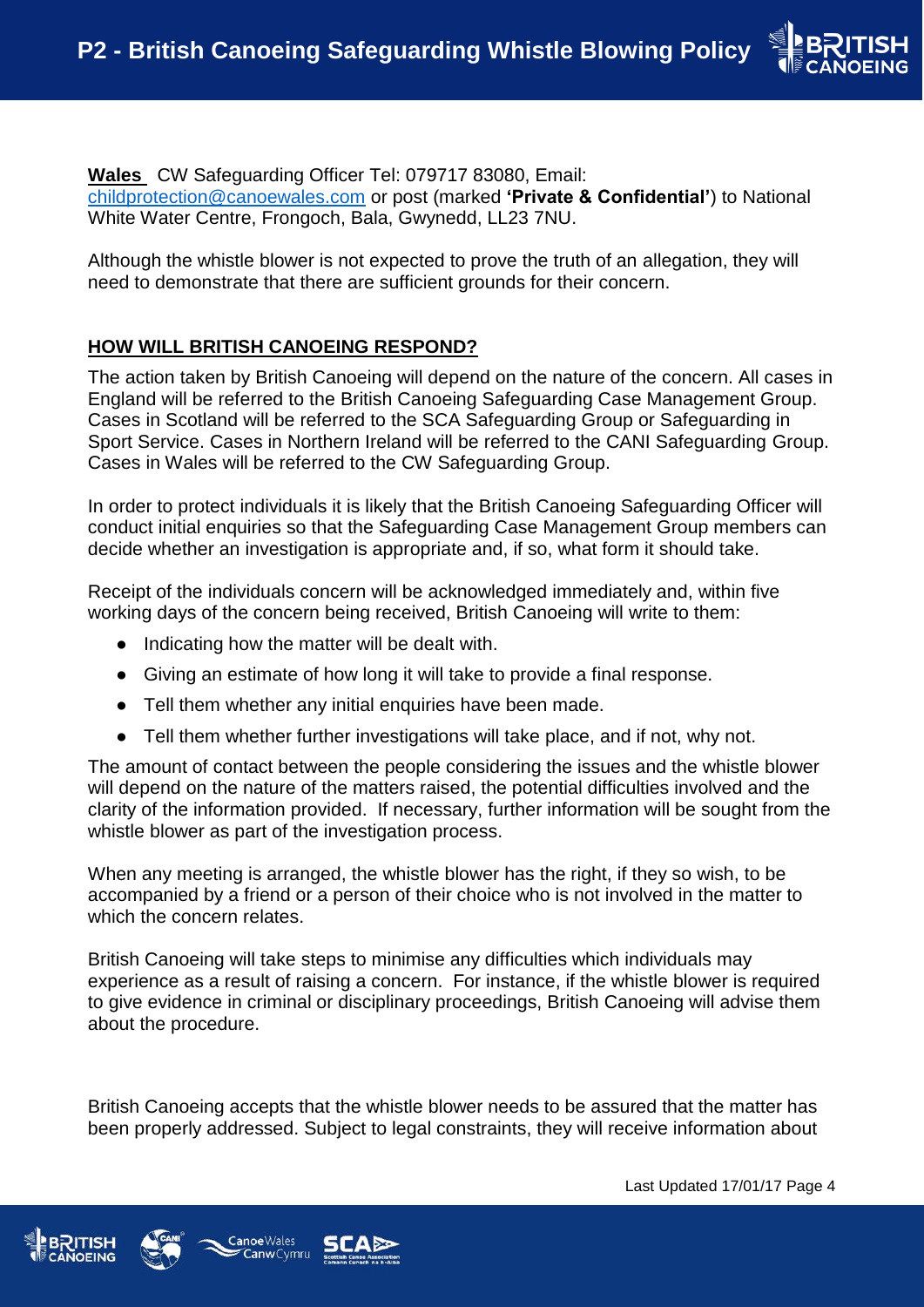**Wales** CW Safeguarding Officer Tel: 079717 83080, Email: childprotection@canoewales.com or post (marked **'Private & Confidential'**) to National White Water Centre, Frongoch, Bala, Gwynedd, LL23 7NU.

Although the whistle blower is not expected to prove the truth of an allegation, they will need to demonstrate that there are sufficient grounds for their concern.

## HOW WILL BRITISH CANOEING RESPOND?

The action taken by British Canoeing will depend on the nature of the concern. All cases in England will be referred to the British Canoeing Safeguarding Case Management Group. Cases in Scotland will be referred to the SCA Safeguarding Group or Safeguarding in Sport Service. Cases in Northern Ireland will be referred to the CANI Safeguarding Group. Cases in Wales will be referred to the CW Safeguarding Group.

In order to protect individuals it is likely that the British Canoeing Safeguarding Officer will conduct initial enquiries so that the Safeguarding Case Management Group members can decide whether an investigation is appropriate and, if so, what form it should take.

Receipt of the individuals concern will be acknowledged immediately and, within five working days of the concern being received, British Canoeing will write to them:

- Indicating how the matter will be dealt with.
- Giving an estimate of how long it will take to provide a final response.
- Tell them whether any initial enquiries have been made.
- Tell them whether further investigations will take place, and if not, why not.

The amount of contact between the people considering the issues and the whistle blower will depend on the nature of the matters raised, the potential difficulties involved and the clarity of the information provided. If necessary, further information will be sought from the whistle blower as part of the investigation process.

When any meeting is arranged, the whistle blower has the right, if they so wish, to be accompanied by a friend or a person of their choice who is not involved in the matter to which the concern relates.

British Canoeing will take steps to minimise any difficulties which individuals may experience as a result of raising a concern. For instance, if the whistle blower is required to give evidence in criminal or disciplinary proceedings, British Canoeing will advise them about the procedure.

British Canoeing accepts that the whistle blower needs to be assured that the matter has been properly addressed. Subject to legal constraints, they will receive information about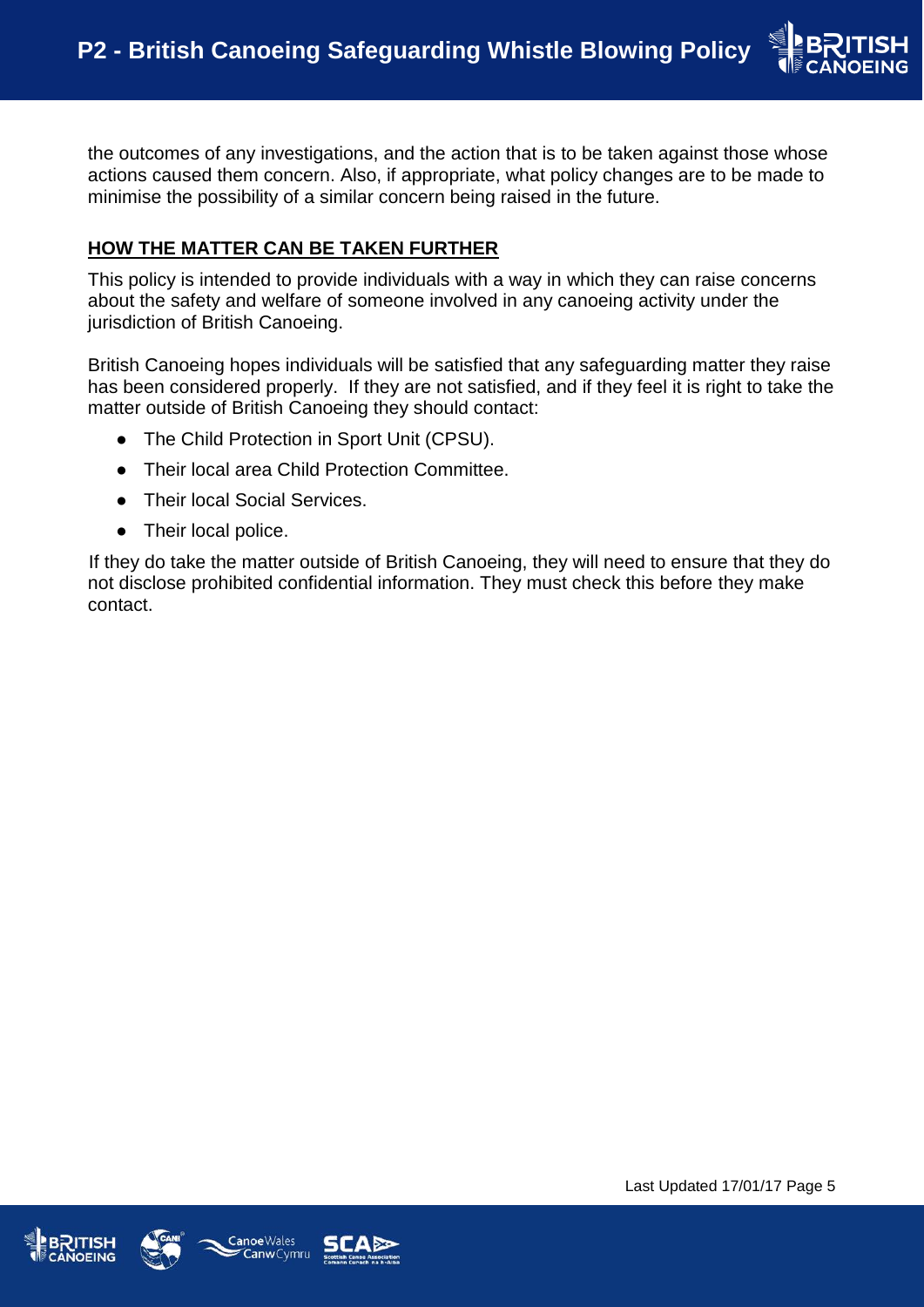the outcomes of any investigations, and the action that is to be taken against those whose actions caused them concern. Also, if appropriate, what policy changes are to be made to minimise the possibility of a similar concern being raised in the future.

## HOW THE MATTER CAN BE TAKEN FURTHER

This policy is intended to provide individuals with a way in which they can raise concerns about the safety and welfare of someone involved in any canoeing activity under the jurisdiction of British Canoeing.

British Canoeing hopes individuals will be satisfied that any safeguarding matter they raise has been considered properly. If they are not satisfied, and if they feel it is right to take the matter outside of British Canoeing they should contact:

- The Child Protection in Sport Unit (CPSU).
- Their local area Child Protection Committee.
- Their local Social Services.
- Their local police.

If they do take the matter outside of British Canoeing, they will need to ensure that they do not disclose prohibited confidential information. They must check this before they make contact.